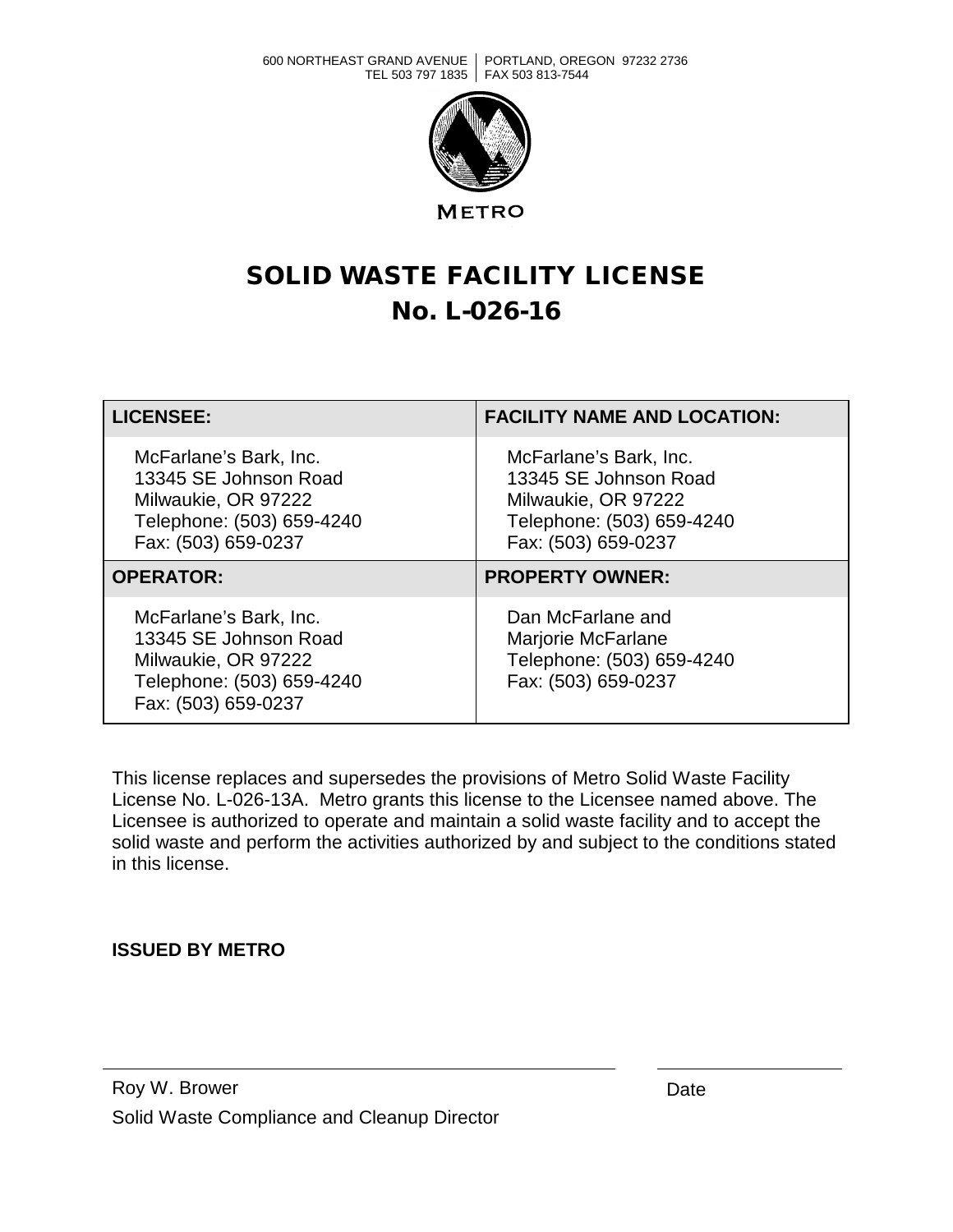600 NORTHEAST GRAND AVENUE | PORTLAND, OREGON 97232 2736
TEL 503 797 1835 | FAX 503 813-7544

METRO

# SOLID WASTE FACILITY LICENSE
# No. L-026-16

| LICENSEE: | FACILITY NAME AND LOCATION: |
|---|---|
| McFarlane's Bark, Inc.<br>13345 SE Johnson Road<br>Milwaukie, OR 97222<br>Telephone: (503) 659-4240<br>Fax: (503) 659-0237 | McFarlane's Bark, Inc.<br>13345 SE Johnson Road<br>Milwaukie, OR 97222<br>Telephone: (503) 659-4240<br>Fax: (503) 659-0237 |
| **OPERATOR:** | **PROPERTY OWNER:** |
| McFarlane's Bark, Inc.<br>13345 SE Johnson Road<br>Milwaukie, OR 97222<br>Telephone: (503) 659-4240<br>Fax: (503) 659-0237 | Dan McFarlane and<br>Marjorie McFarlane<br>Telephone: (503) 659-4240<br>Fax: (503) 659-0237 |

This license replaces and supersedes the provisions of Metro Solid Waste Facility License No. L-026-13A. Metro grants this license to the Licensee named above. The Licensee is authorized to operate and maintain a solid waste facility and to accept the solid waste and perform the activities authorized by and subject to the conditions stated in this license.

**ISSUED BY METRO**

Roy W. Brower
Solid Waste Compliance and Cleanup Director

Date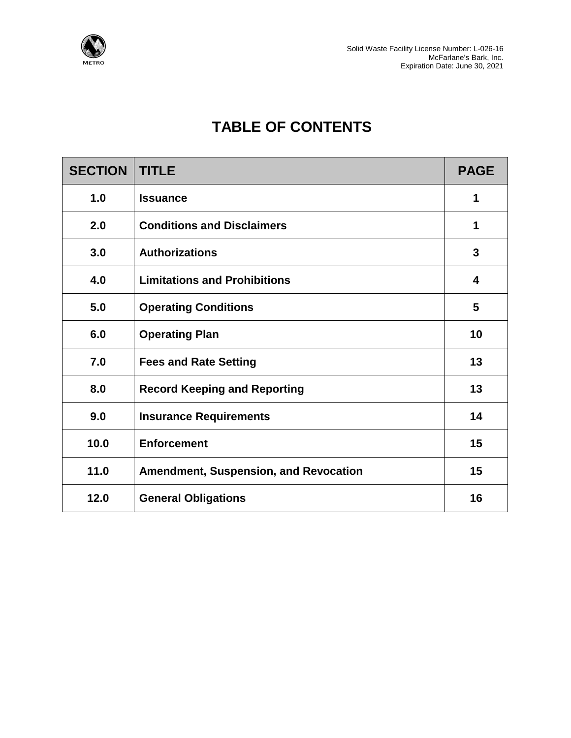# TABLE OF CONTENTS

| SECTION | TITLE | PAGE |
|---|---|---|
| 1.0 | Issuance | 1 |
| 2.0 | Conditions and Disclaimers | 1 |
| 3.0 | Authorizations | 3 |
| 4.0 | Limitations and Prohibitions | 4 |
| 5.0 | Operating Conditions | 5 |
| 6.0 | Operating Plan | 10 |
| 7.0 | Fees and Rate Setting | 13 |
| 8.0 | Record Keeping and Reporting | 13 |
| 9.0 | Insurance Requirements | 14 |
| 10.0 | Enforcement | 15 |
| 11.0 | Amendment, Suspension, and Revocation | 15 |
| 12.0 | General Obligations | 16 |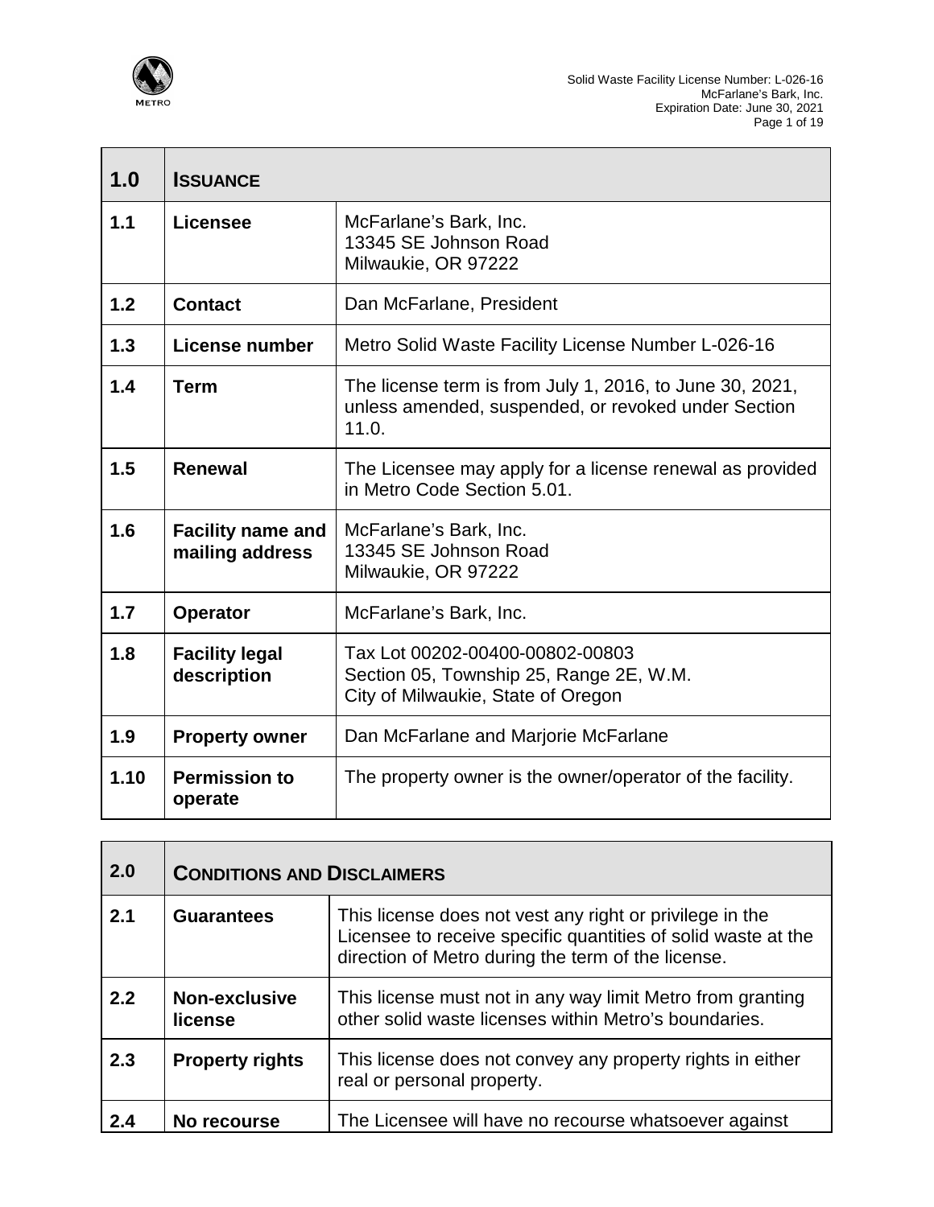| 1.0 | **ISSUANCE** | |
|---|---|---|
| 1.1 | **Licensee** | McFarlane's Bark, Inc.<br>13345 SE Johnson Road<br>Milwaukie, OR 97222 |
| 1.2 | **Contact** | Dan McFarlane, President |
| 1.3 | **License number** | Metro Solid Waste Facility License Number L-026-16 |
| 1.4 | **Term** | The license term is from July 1, 2016, to June 30, 2021, unless amended, suspended, or revoked under Section 11.0. |
| 1.5 | **Renewal** | The Licensee may apply for a license renewal as provided in Metro Code Section 5.01. |
| 1.6 | **Facility name and mailing address** | McFarlane's Bark, Inc.<br>13345 SE Johnson Road<br>Milwaukie, OR 97222 |
| 1.7 | **Operator** | McFarlane's Bark, Inc. |
| 1.8 | **Facility legal description** | Tax Lot 00202-00400-00802-00803<br>Section 05, Township 25, Range 2E, W.M.<br>City of Milwaukie, State of Oregon |
| 1.9 | **Property owner** | Dan McFarlane and Marjorie McFarlane |
| 1.10 | **Permission to operate** | The property owner is the owner/operator of the facility. |

| 2.0 | **CONDITIONS AND DISCLAIMERS** | |
|---|---|---|
| 2.1 | **Guarantees** | This license does not vest any right or privilege in the Licensee to receive specific quantities of solid waste at the direction of Metro during the term of the license. |
| 2.2 | **Non-exclusive license** | This license must not in any way limit Metro from granting other solid waste licenses within Metro's boundaries. |
| 2.3 | **Property rights** | This license does not convey any property rights in either real or personal property. |
| 2.4 | **No recourse** | The Licensee will have no recourse whatsoever against |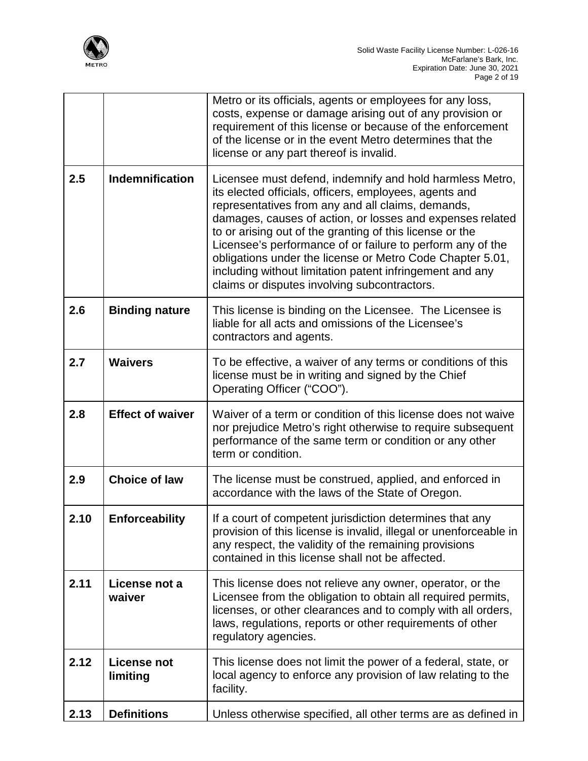| | | |
|---|---|---|
| | | Metro or its officials, agents or employees for any loss, costs, expense or damage arising out of any provision or requirement of this license or because of the enforcement of the license or in the event Metro determines that the license or any part thereof is invalid. |
| **2.5** | **Indemnification** | Licensee must defend, indemnify and hold harmless Metro, its elected officials, officers, employees, agents and representatives from any and all claims, demands, damages, causes of action, or losses and expenses related to or arising out of the granting of this license or the Licensee's performance of or failure to perform any of the obligations under the license or Metro Code Chapter 5.01, including without limitation patent infringement and any claims or disputes involving subcontractors. |
| **2.6** | **Binding nature** | This license is binding on the Licensee. The Licensee is liable for all acts and omissions of the Licensee's contractors and agents. |
| **2.7** | **Waivers** | To be effective, a waiver of any terms or conditions of this license must be in writing and signed by the Chief Operating Officer ("COO"). |
| **2.8** | **Effect of waiver** | Waiver of a term or condition of this license does not waive nor prejudice Metro's right otherwise to require subsequent performance of the same term or condition or any other term or condition. |
| **2.9** | **Choice of law** | The license must be construed, applied, and enforced in accordance with the laws of the State of Oregon. |
| **2.10** | **Enforceability** | If a court of competent jurisdiction determines that any provision of this license is invalid, illegal or unenforceable in any respect, the validity of the remaining provisions contained in this license shall not be affected. |
| **2.11** | **License not a waiver** | This license does not relieve any owner, operator, or the Licensee from the obligation to obtain all required permits, licenses, or other clearances and to comply with all orders, laws, regulations, reports or other requirements of other regulatory agencies. |
| **2.12** | **License not limiting** | This license does not limit the power of a federal, state, or local agency to enforce any provision of law relating to the facility. |
| **2.13** | **Definitions** | Unless otherwise specified, all other terms are as defined in |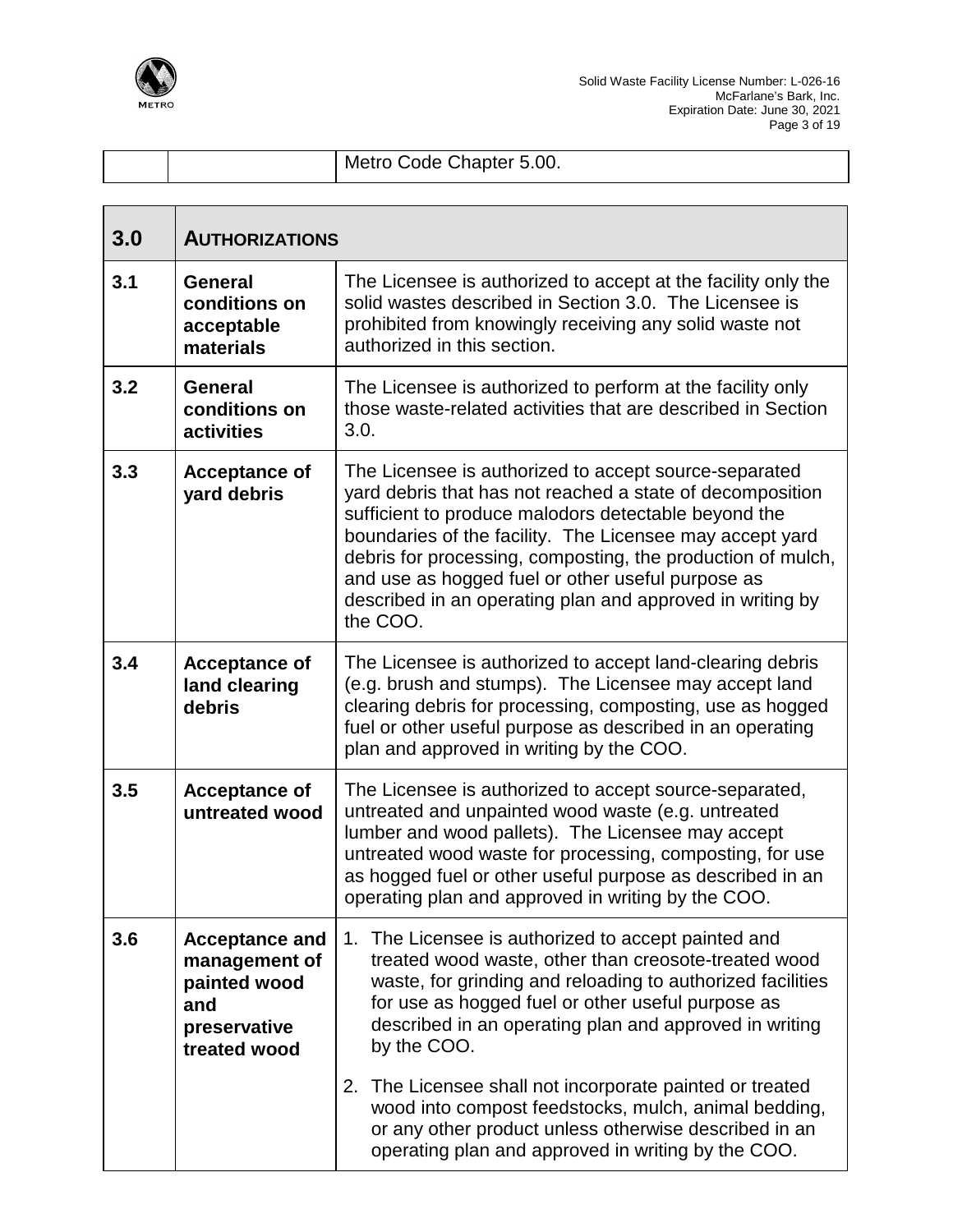| | | Metro Code Chapter 5.00. |
|---|---|---|

| 3.0 | **AUTHORIZATIONS** | |
|---|---|---|
| **3.1** | **General conditions on acceptable materials** | The Licensee is authorized to accept at the facility only the solid wastes described in Section 3.0. The Licensee is prohibited from knowingly receiving any solid waste not authorized in this section. |
| **3.2** | **General conditions on activities** | The Licensee is authorized to perform at the facility only those waste-related activities that are described in Section 3.0. |
| **3.3** | **Acceptance of yard debris** | The Licensee is authorized to accept source-separated yard debris that has not reached a state of decomposition sufficient to produce malodors detectable beyond the boundaries of the facility. The Licensee may accept yard debris for processing, composting, the production of mulch, and use as hogged fuel or other useful purpose as described in an operating plan and approved in writing by the COO. |
| **3.4** | **Acceptance of land clearing debris** | The Licensee is authorized to accept land-clearing debris (e.g. brush and stumps). The Licensee may accept land clearing debris for processing, composting, use as hogged fuel or other useful purpose as described in an operating plan and approved in writing by the COO. |
| **3.5** | **Acceptance of untreated wood** | The Licensee is authorized to accept source-separated, untreated and unpainted wood waste (e.g. untreated lumber and wood pallets). The Licensee may accept untreated wood waste for processing, composting, for use as hogged fuel or other useful purpose as described in an operating plan and approved in writing by the COO. |
| **3.6** | **Acceptance and management of painted wood and preservative treated wood** | 1. The Licensee is authorized to accept painted and treated wood waste, other than creosote-treated wood waste, for grinding and reloading to authorized facilities for use as hogged fuel or other useful purpose as described in an operating plan and approved in writing by the COO.<br><br>2. The Licensee shall not incorporate painted or treated wood into compost feedstocks, mulch, animal bedding, or any other product unless otherwise described in an operating plan and approved in writing by the COO. |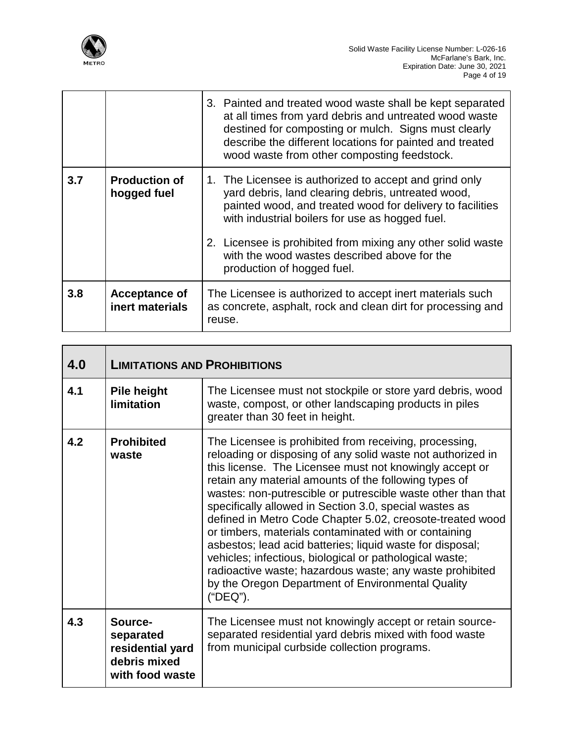| | | |
|---|---|---|
| | | 3. Painted and treated wood waste shall be kept separated at all times from yard debris and untreated wood waste destined for composting or mulch. Signs must clearly describe the different locations for painted and treated wood waste from other composting feedstock. |
| **3.7** | **Production of hogged fuel** | 1. The Licensee is authorized to accept and grind only yard debris, land clearing debris, untreated wood, painted wood, and treated wood for delivery to facilities with industrial boilers for use as hogged fuel.<br><br>2. Licensee is prohibited from mixing any other solid waste with the wood wastes described above for the production of hogged fuel. |
| **3.8** | **Acceptance of inert materials** | The Licensee is authorized to accept inert materials such as concrete, asphalt, rock and clean dirt for processing and reuse. |

| **4.0** | **LIMITATIONS AND PROHIBITIONS** | |
|---|---|---|
| **4.1** | **Pile height limitation** | The Licensee must not stockpile or store yard debris, wood waste, compost, or other landscaping products in piles greater than 30 feet in height. |
| **4.2** | **Prohibited waste** | The Licensee is prohibited from receiving, processing, reloading or disposing of any solid waste not authorized in this license. The Licensee must not knowingly accept or retain any material amounts of the following types of wastes: non-putrescible or putrescible waste other than that specifically allowed in Section 3.0, special wastes as defined in Metro Code Chapter 5.02, creosote-treated wood or timbers, materials contaminated with or containing asbestos; lead acid batteries; liquid waste for disposal; vehicles; infectious, biological or pathological waste; radioactive waste; hazardous waste; any waste prohibited by the Oregon Department of Environmental Quality ("DEQ"). |
| **4.3** | **Source-separated residential yard debris mixed with food waste** | The Licensee must not knowingly accept or retain source-separated residential yard debris mixed with food waste from municipal curbside collection programs. |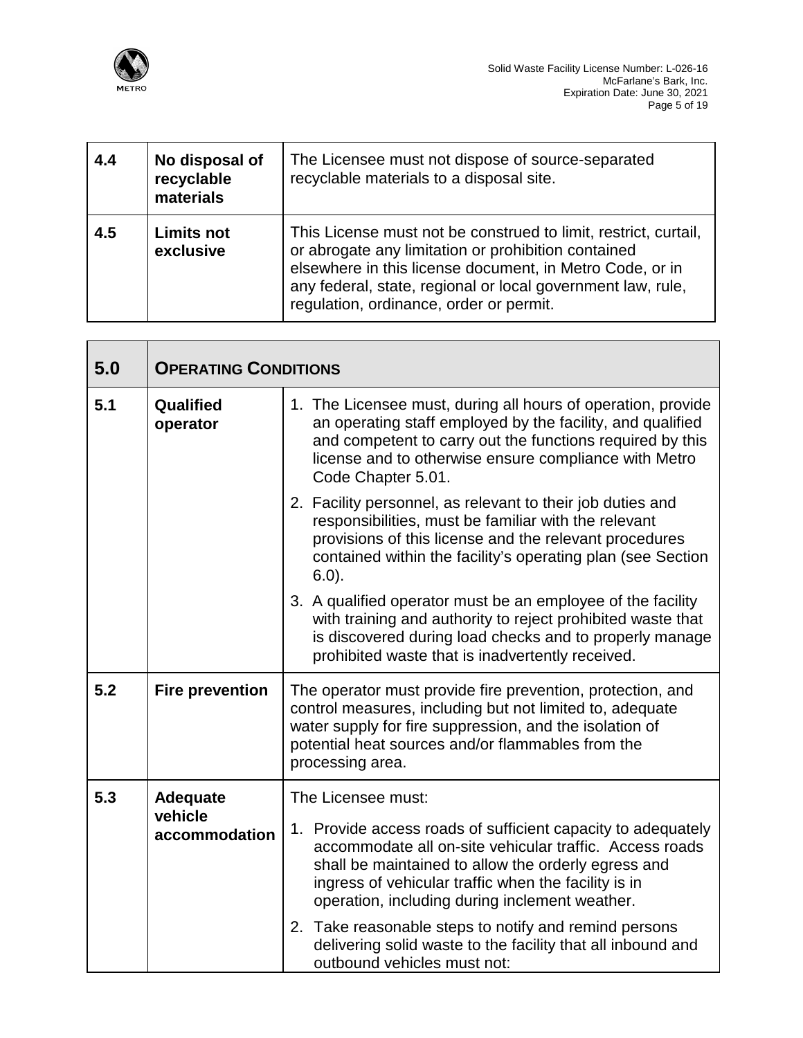| 4.4 | **No disposal of recyclable materials** | The Licensee must not dispose of source-separated recyclable materials to a disposal site. |
|---|---|---|
| 4.5 | **Limits not exclusive** | This License must not be construed to limit, restrict, curtail, or abrogate any limitation or prohibition contained elsewhere in this license document, in Metro Code, or in any federal, state, regional or local government law, rule, regulation, ordinance, order or permit. |

| 5.0 | **OPERATING CONDITIONS** | |
|---|---|---|
| 5.1 | **Qualified operator** | 1. The Licensee must, during all hours of operation, provide an operating staff employed by the facility, and qualified and competent to carry out the functions required by this license and to otherwise ensure compliance with Metro Code Chapter 5.01.<br>2. Facility personnel, as relevant to their job duties and responsibilities, must be familiar with the relevant provisions of this license and the relevant procedures contained within the facility's operating plan (see Section 6.0).<br>3. A qualified operator must be an employee of the facility with training and authority to reject prohibited waste that is discovered during load checks and to properly manage prohibited waste that is inadvertently received. |
| 5.2 | **Fire prevention** | The operator must provide fire prevention, protection, and control measures, including but not limited to, adequate water supply for fire suppression, and the isolation of potential heat sources and/or flammables from the processing area. |
| 5.3 | **Adequate vehicle accommodation** | The Licensee must:<br>1. Provide access roads of sufficient capacity to adequately accommodate all on-site vehicular traffic. Access roads shall be maintained to allow the orderly egress and ingress of vehicular traffic when the facility is in operation, including during inclement weather.<br>2. Take reasonable steps to notify and remind persons delivering solid waste to the facility that all inbound and outbound vehicles must not: |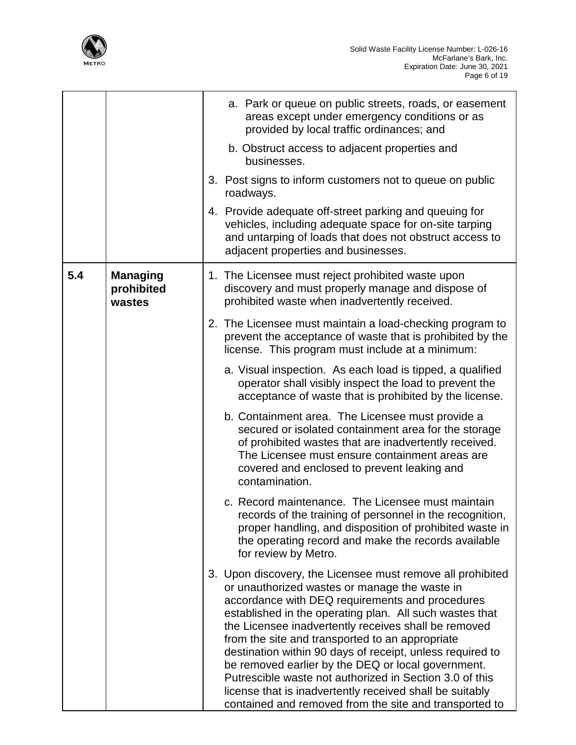| | | |
|---|---|---|
| | | a. Park or queue on public streets, roads, or easement areas except under emergency conditions or as provided by local traffic ordinances; and<br><br>b. Obstruct access to adjacent properties and businesses.<br><br>3. Post signs to inform customers not to queue on public roadways.<br><br>4. Provide adequate off-street parking and queuing for vehicles, including adequate space for on-site tarping and untarping of loads that does not obstruct access to adjacent properties and businesses. |
| **5.4** | **Managing prohibited wastes** | 1. The Licensee must reject prohibited waste upon discovery and must properly manage and dispose of prohibited waste when inadvertently received.<br><br>2. The Licensee must maintain a load-checking program to prevent the acceptance of waste that is prohibited by the license. This program must include at a minimum:<br><br>a. Visual inspection. As each load is tipped, a qualified operator shall visibly inspect the load to prevent the acceptance of waste that is prohibited by the license.<br><br>b. Containment area. The Licensee must provide a secured or isolated containment area for the storage of prohibited wastes that are inadvertently received. The Licensee must ensure containment areas are covered and enclosed to prevent leaking and contamination.<br><br>c. Record maintenance. The Licensee must maintain records of the training of personnel in the recognition, proper handling, and disposition of prohibited waste in the operating record and make the records available for review by Metro.<br><br>3. Upon discovery, the Licensee must remove all prohibited or unauthorized wastes or manage the waste in accordance with DEQ requirements and procedures established in the operating plan. All such wastes that the Licensee inadvertently receives shall be removed from the site and transported to an appropriate destination within 90 days of receipt, unless required to be removed earlier by the DEQ or local government. Putrescible waste not authorized in Section 3.0 of this license that is inadvertently received shall be suitably contained and removed from the site and transported to |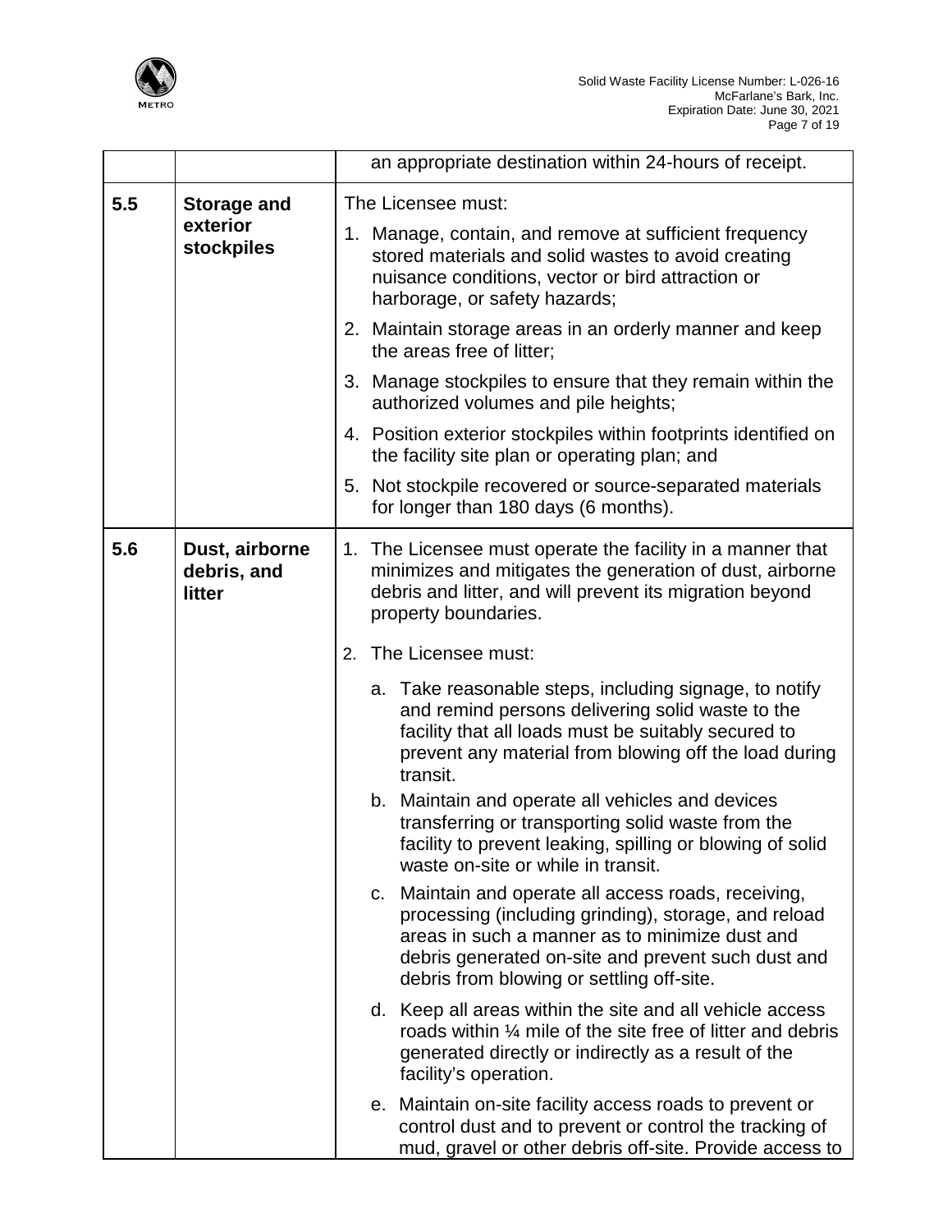| | | |
|---|---|---|
| | | an appropriate destination within 24-hours of receipt. |
| **5.5** | **Storage and exterior stockpiles** | The Licensee must:<br>1. Manage, contain, and remove at sufficient frequency stored materials and solid wastes to avoid creating nuisance conditions, vector or bird attraction or harborage, or safety hazards;<br>2. Maintain storage areas in an orderly manner and keep the areas free of litter;<br>3. Manage stockpiles to ensure that they remain within the authorized volumes and pile heights;<br>4. Position exterior stockpiles within footprints identified on the facility site plan or operating plan; and<br>5. Not stockpile recovered or source-separated materials for longer than 180 days (6 months). |
| **5.6** | **Dust, airborne debris, and litter** | 1. The Licensee must operate the facility in a manner that minimizes and mitigates the generation of dust, airborne debris and litter, and will prevent its migration beyond property boundaries.<br>2. The Licensee must:<br>a. Take reasonable steps, including signage, to notify and remind persons delivering solid waste to the facility that all loads must be suitably secured to prevent any material from blowing off the load during transit.<br>b. Maintain and operate all vehicles and devices transferring or transporting solid waste from the facility to prevent leaking, spilling or blowing of solid waste on-site or while in transit.<br>c. Maintain and operate all access roads, receiving, processing (including grinding), storage, and reload areas in such a manner as to minimize dust and debris generated on-site and prevent such dust and debris from blowing or settling off-site.<br>d. Keep all areas within the site and all vehicle access roads within ¼ mile of the site free of litter and debris generated directly or indirectly as a result of the facility's operation.<br>e. Maintain on-site facility access roads to prevent or control dust and to prevent or control the tracking of mud, gravel or other debris off-site. Provide access to |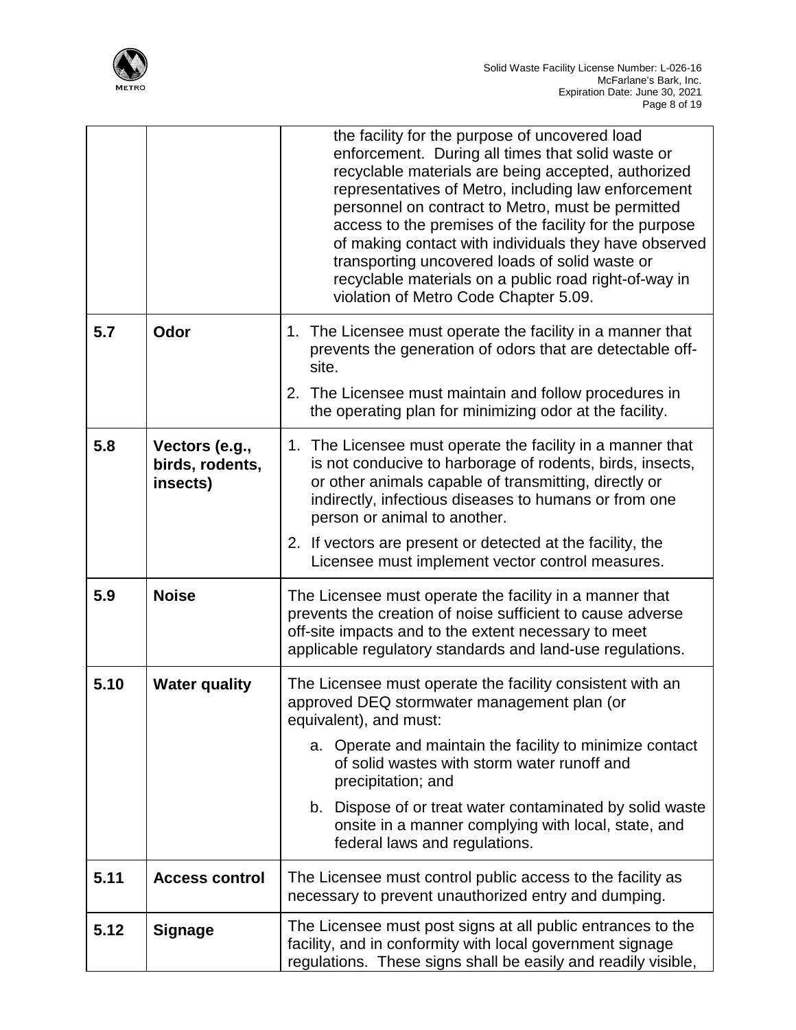| | | |
|---|---|---|
| | | the facility for the purpose of uncovered load enforcement. During all times that solid waste or recyclable materials are being accepted, authorized representatives of Metro, including law enforcement personnel on contract to Metro, must be permitted access to the premises of the facility for the purpose of making contact with individuals they have observed transporting uncovered loads of solid waste or recyclable materials on a public road right-of-way in violation of Metro Code Chapter 5.09. |
| **5.7** | **Odor** | 1. The Licensee must operate the facility in a manner that prevents the generation of odors that are detectable off-site.<br>2. The Licensee must maintain and follow procedures in the operating plan for minimizing odor at the facility. |
| **5.8** | **Vectors (e.g., birds, rodents, insects)** | 1. The Licensee must operate the facility in a manner that is not conducive to harborage of rodents, birds, insects, or other animals capable of transmitting, directly or indirectly, infectious diseases to humans or from one person or animal to another.<br>2. If vectors are present or detected at the facility, the Licensee must implement vector control measures. |
| **5.9** | **Noise** | The Licensee must operate the facility in a manner that prevents the creation of noise sufficient to cause adverse off-site impacts and to the extent necessary to meet applicable regulatory standards and land-use regulations. |
| **5.10** | **Water quality** | The Licensee must operate the facility consistent with an approved DEQ stormwater management plan (or equivalent), and must:<br>a. Operate and maintain the facility to minimize contact of solid wastes with storm water runoff and precipitation; and<br>b. Dispose of or treat water contaminated by solid waste onsite in a manner complying with local, state, and federal laws and regulations. |
| **5.11** | **Access control** | The Licensee must control public access to the facility as necessary to prevent unauthorized entry and dumping. |
| **5.12** | **Signage** | The Licensee must post signs at all public entrances to the facility, and in conformity with local government signage regulations. These signs shall be easily and readily visible, |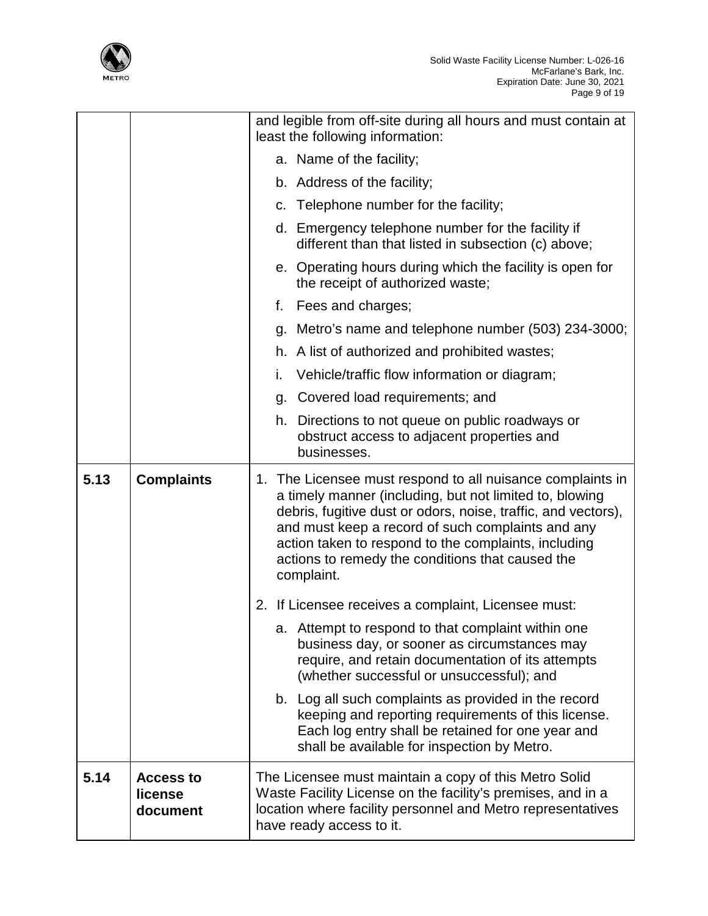| | | and legible from off-site during all hours and must contain at least the following information:<br><br>a. Name of the facility;<br>b. Address of the facility;<br>c. Telephone number for the facility;<br>d. Emergency telephone number for the facility if different than that listed in subsection (c) above;<br>e. Operating hours during which the facility is open for the receipt of authorized waste;<br>f. Fees and charges;<br>g. Metro's name and telephone number (503) 234-3000;<br>h. A list of authorized and prohibited wastes;<br>i. Vehicle/traffic flow information or diagram;<br>g. Covered load requirements; and<br>h. Directions to not queue on public roadways or obstruct access to adjacent properties and businesses. |
|---|---|---|
| **5.13** | **Complaints** | 1. The Licensee must respond to all nuisance complaints in a timely manner (including, but not limited to, blowing debris, fugitive dust or odors, noise, traffic, and vectors), and must keep a record of such complaints and any action taken to respond to the complaints, including actions to remedy the conditions that caused the complaint.<br><br>2. If Licensee receives a complaint, Licensee must:<br><br>a. Attempt to respond to that complaint within one business day, or sooner as circumstances may require, and retain documentation of its attempts (whether successful or unsuccessful); and<br><br>b. Log all such complaints as provided in the record keeping and reporting requirements of this license. Each log entry shall be retained for one year and shall be available for inspection by Metro. |
| **5.14** | **Access to license document** | The Licensee must maintain a copy of this Metro Solid Waste Facility License on the facility's premises, and in a location where facility personnel and Metro representatives have ready access to it. |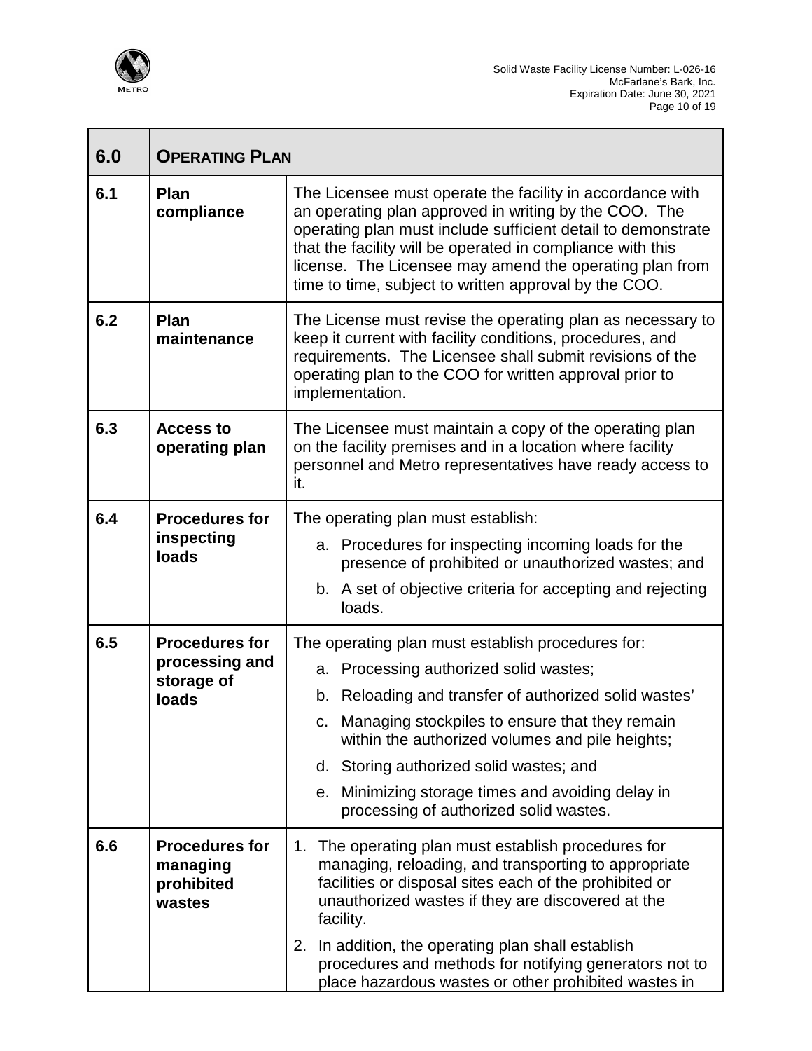| 6.0 | OPERATING PLAN | |
|---|---|---|
| 6.1 | **Plan compliance** | The Licensee must operate the facility in accordance with an operating plan approved in writing by the COO. The operating plan must include sufficient detail to demonstrate that the facility will be operated in compliance with this license. The Licensee may amend the operating plan from time to time, subject to written approval by the COO. |
| 6.2 | **Plan maintenance** | The License must revise the operating plan as necessary to keep it current with facility conditions, procedures, and requirements. The Licensee shall submit revisions of the operating plan to the COO for written approval prior to implementation. |
| 6.3 | **Access to operating plan** | The Licensee must maintain a copy of the operating plan on the facility premises and in a location where facility personnel and Metro representatives have ready access to it. |
| 6.4 | **Procedures for inspecting loads** | The operating plan must establish:<br>a. Procedures for inspecting incoming loads for the presence of prohibited or unauthorized wastes; and<br>b. A set of objective criteria for accepting and rejecting loads. |
| 6.5 | **Procedures for processing and storage of loads** | The operating plan must establish procedures for:<br>a. Processing authorized solid wastes;<br>b. Reloading and transfer of authorized solid wastes'<br>c. Managing stockpiles to ensure that they remain within the authorized volumes and pile heights;<br>d. Storing authorized solid wastes; and<br>e. Minimizing storage times and avoiding delay in processing of authorized solid wastes. |
| 6.6 | **Procedures for managing prohibited wastes** | 1. The operating plan must establish procedures for managing, reloading, and transporting to appropriate facilities or disposal sites each of the prohibited or unauthorized wastes if they are discovered at the facility.<br>2. In addition, the operating plan shall establish procedures and methods for notifying generators not to place hazardous wastes or other prohibited wastes in |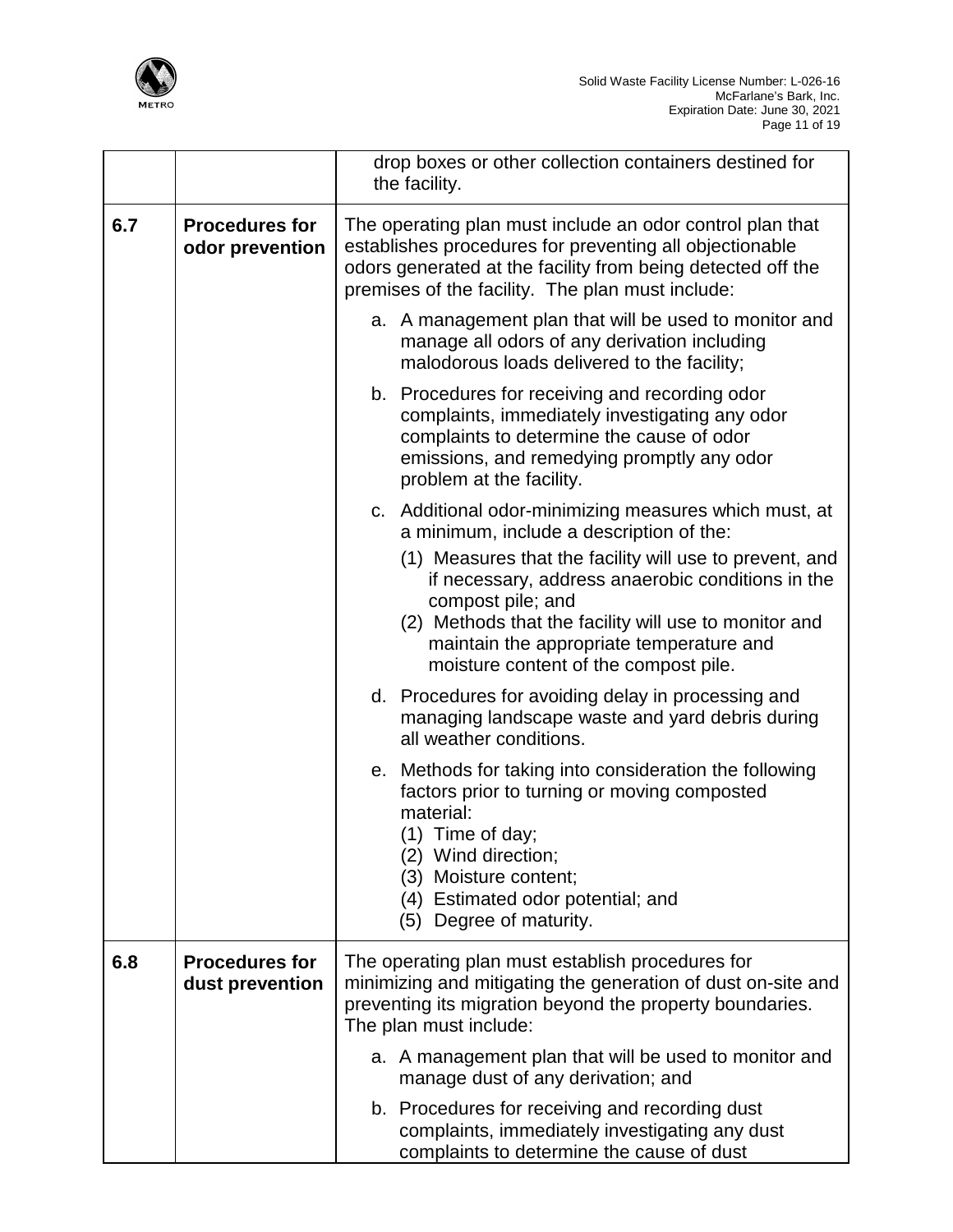| | | |
|---|---|---|
| | | drop boxes or other collection containers destined for the facility. |
| **6.7** | **Procedures for odor prevention** | The operating plan must include an odor control plan that establishes procedures for preventing all objectionable odors generated at the facility from being detected off the premises of the facility. The plan must include:<br><br>a. A management plan that will be used to monitor and manage all odors of any derivation including malodorous loads delivered to the facility;<br><br>b. Procedures for receiving and recording odor complaints, immediately investigating any odor complaints to determine the cause of odor emissions, and remedying promptly any odor problem at the facility.<br><br>c. Additional odor-minimizing measures which must, at a minimum, include a description of the:<br>(1) Measures that the facility will use to prevent, and if necessary, address anaerobic conditions in the compost pile; and<br>(2) Methods that the facility will use to monitor and maintain the appropriate temperature and moisture content of the compost pile.<br><br>d. Procedures for avoiding delay in processing and managing landscape waste and yard debris during all weather conditions.<br><br>e. Methods for taking into consideration the following factors prior to turning or moving composted material:<br>(1) Time of day;<br>(2) Wind direction;<br>(3) Moisture content;<br>(4) Estimated odor potential; and<br>(5) Degree of maturity. |
| **6.8** | **Procedures for dust prevention** | The operating plan must establish procedures for minimizing and mitigating the generation of dust on-site and preventing its migration beyond the property boundaries. The plan must include:<br><br>a. A management plan that will be used to monitor and manage dust of any derivation; and<br><br>b. Procedures for receiving and recording dust complaints, immediately investigating any dust complaints to determine the cause of dust |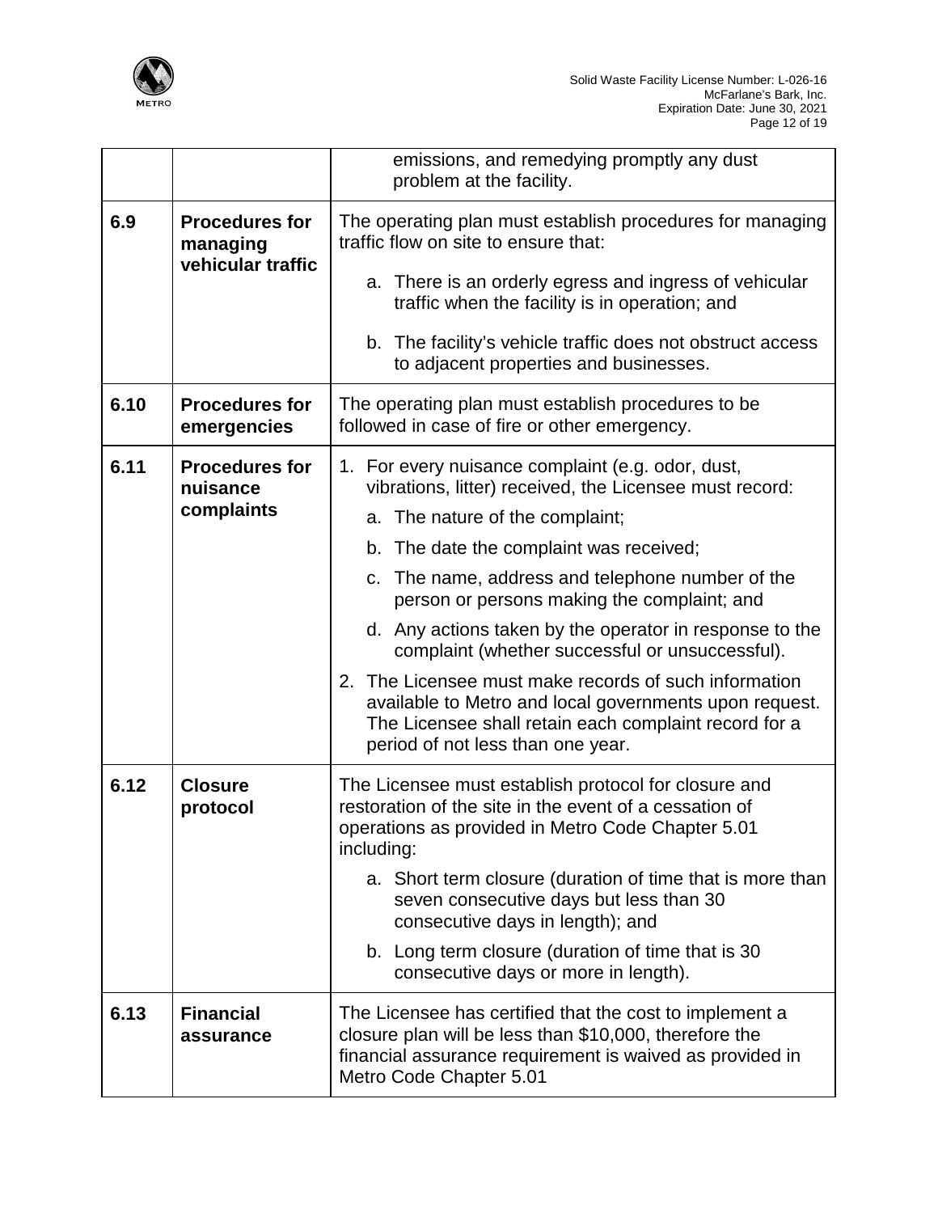| | | |
|---|---|---|
| | | emissions, and remedying promptly any dust problem at the facility. |
| **6.9** | **Procedures for managing vehicular traffic** | The operating plan must establish procedures for managing traffic flow on site to ensure that:<br><br>a. There is an orderly egress and ingress of vehicular traffic when the facility is in operation; and<br><br>b. The facility's vehicle traffic does not obstruct access to adjacent properties and businesses. |
| **6.10** | **Procedures for emergencies** | The operating plan must establish procedures to be followed in case of fire or other emergency. |
| **6.11** | **Procedures for nuisance complaints** | 1. For every nuisance complaint (e.g. odor, dust, vibrations, litter) received, the Licensee must record:<br><br>a. The nature of the complaint;<br><br>b. The date the complaint was received;<br><br>c. The name, address and telephone number of the person or persons making the complaint; and<br><br>d. Any actions taken by the operator in response to the complaint (whether successful or unsuccessful).<br><br>2. The Licensee must make records of such information available to Metro and local governments upon request. The Licensee shall retain each complaint record for a period of not less than one year. |
| **6.12** | **Closure protocol** | The Licensee must establish protocol for closure and restoration of the site in the event of a cessation of operations as provided in Metro Code Chapter 5.01 including:<br><br>a. Short term closure (duration of time that is more than seven consecutive days but less than 30 consecutive days in length); and<br><br>b. Long term closure (duration of time that is 30 consecutive days or more in length). |
| **6.13** | **Financial assurance** | The Licensee has certified that the cost to implement a closure plan will be less than $10,000, therefore the financial assurance requirement is waived as provided in Metro Code Chapter 5.01 |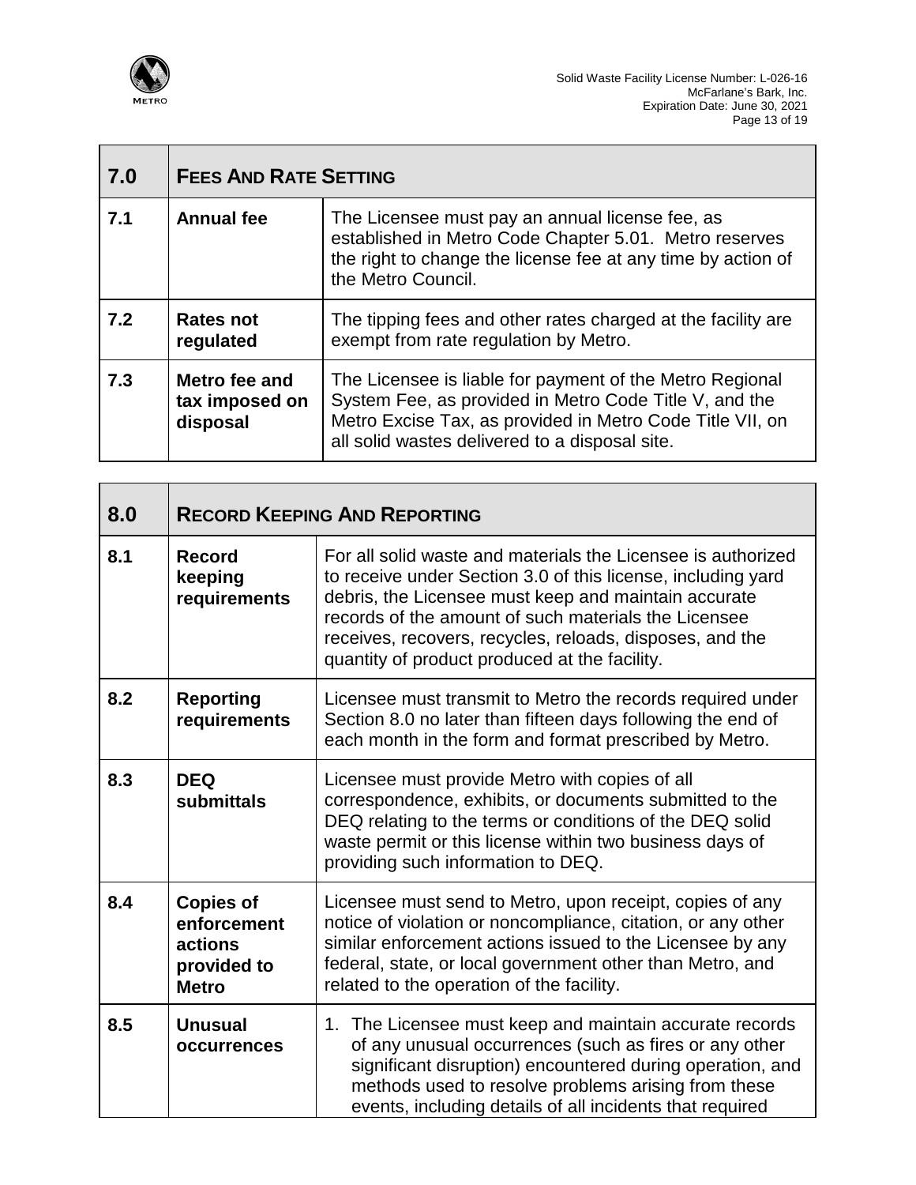| 7.0 | **FEES AND RATE SETTING** | |
|---|---|---|
| 7.1 | **Annual fee** | The Licensee must pay an annual license fee, as established in Metro Code Chapter 5.01. Metro reserves the right to change the license fee at any time by action of the Metro Council. |
| 7.2 | **Rates not regulated** | The tipping fees and other rates charged at the facility are exempt from rate regulation by Metro. |
| 7.3 | **Metro fee and tax imposed on disposal** | The Licensee is liable for payment of the Metro Regional System Fee, as provided in Metro Code Title V, and the Metro Excise Tax, as provided in Metro Code Title VII, on all solid wastes delivered to a disposal site. |

| 8.0 | **RECORD KEEPING AND REPORTING** | |
|---|---|---|
| 8.1 | **Record keeping requirements** | For all solid waste and materials the Licensee is authorized to receive under Section 3.0 of this license, including yard debris, the Licensee must keep and maintain accurate records of the amount of such materials the Licensee receives, recovers, recycles, reloads, disposes, and the quantity of product produced at the facility. |
| 8.2 | **Reporting requirements** | Licensee must transmit to Metro the records required under Section 8.0 no later than fifteen days following the end of each month in the form and format prescribed by Metro. |
| 8.3 | **DEQ submittals** | Licensee must provide Metro with copies of all correspondence, exhibits, or documents submitted to the DEQ relating to the terms or conditions of the DEQ solid waste permit or this license within two business days of providing such information to DEQ. |
| 8.4 | **Copies of enforcement actions provided to Metro** | Licensee must send to Metro, upon receipt, copies of any notice of violation or noncompliance, citation, or any other similar enforcement actions issued to the Licensee by any federal, state, or local government other than Metro, and related to the operation of the facility. |
| 8.5 | **Unusual occurrences** | 1. The Licensee must keep and maintain accurate records of any unusual occurrences (such as fires or any other significant disruption) encountered during operation, and methods used to resolve problems arising from these events, including details of all incidents that required |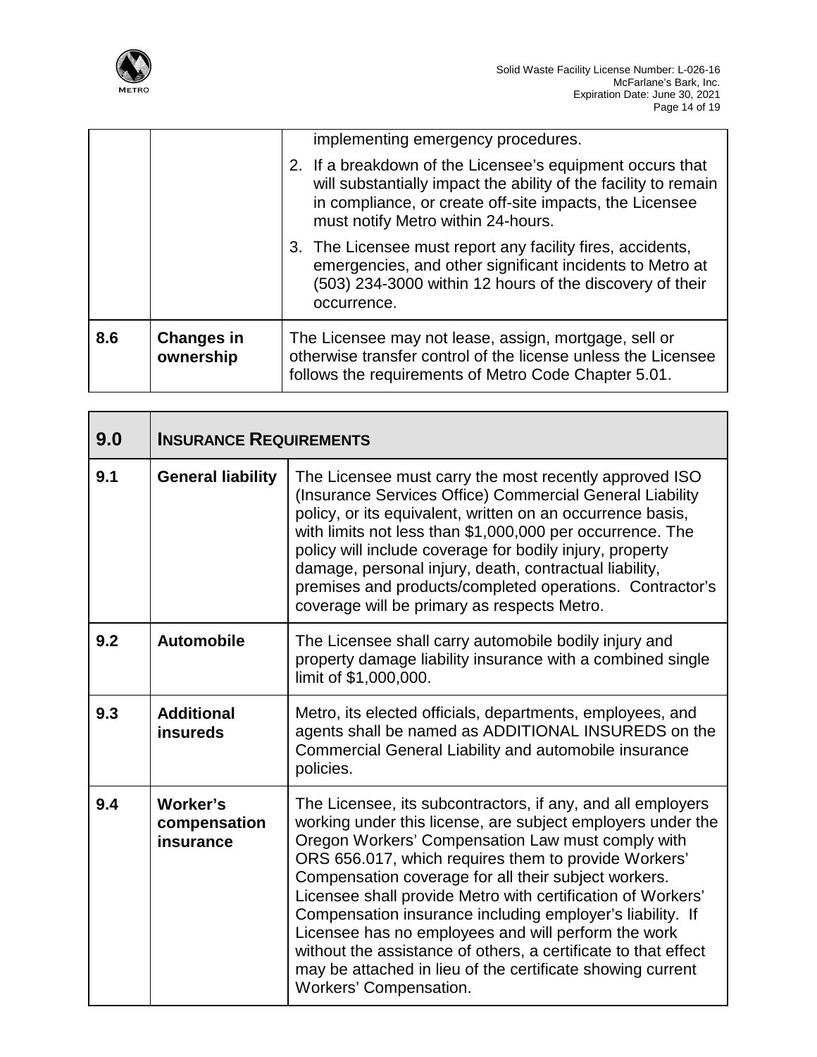| | | |
|---|---|---|
| | | implementing emergency procedures.<br>2. If a breakdown of the Licensee's equipment occurs that will substantially impact the ability of the facility to remain in compliance, or create off-site impacts, the Licensee must notify Metro within 24-hours.<br>3. The Licensee must report any facility fires, accidents, emergencies, and other significant incidents to Metro at (503) 234-3000 within 12 hours of the discovery of their occurrence. |
| **8.6** | **Changes in ownership** | The Licensee may not lease, assign, mortgage, sell or otherwise transfer control of the license unless the Licensee follows the requirements of Metro Code Chapter 5.01. |

| **9.0** | **INSURANCE REQUIREMENTS** | |
|---|---|---|
| **9.1** | **General liability** | The Licensee must carry the most recently approved ISO (Insurance Services Office) Commercial General Liability policy, or its equivalent, written on an occurrence basis, with limits not less than $1,000,000 per occurrence. The policy will include coverage for bodily injury, property damage, personal injury, death, contractual liability, premises and products/completed operations. Contractor's coverage will be primary as respects Metro. |
| **9.2** | **Automobile** | The Licensee shall carry automobile bodily injury and property damage liability insurance with a combined single limit of $1,000,000. |
| **9.3** | **Additional insureds** | Metro, its elected officials, departments, employees, and agents shall be named as ADDITIONAL INSUREDS on the Commercial General Liability and automobile insurance policies. |
| **9.4** | **Worker's compensation insurance** | The Licensee, its subcontractors, if any, and all employers working under this license, are subject employers under the Oregon Workers' Compensation Law must comply with ORS 656.017, which requires them to provide Workers' Compensation coverage for all their subject workers. Licensee shall provide Metro with certification of Workers' Compensation insurance including employer's liability. If Licensee has no employees and will perform the work without the assistance of others, a certificate to that effect may be attached in lieu of the certificate showing current Workers' Compensation. |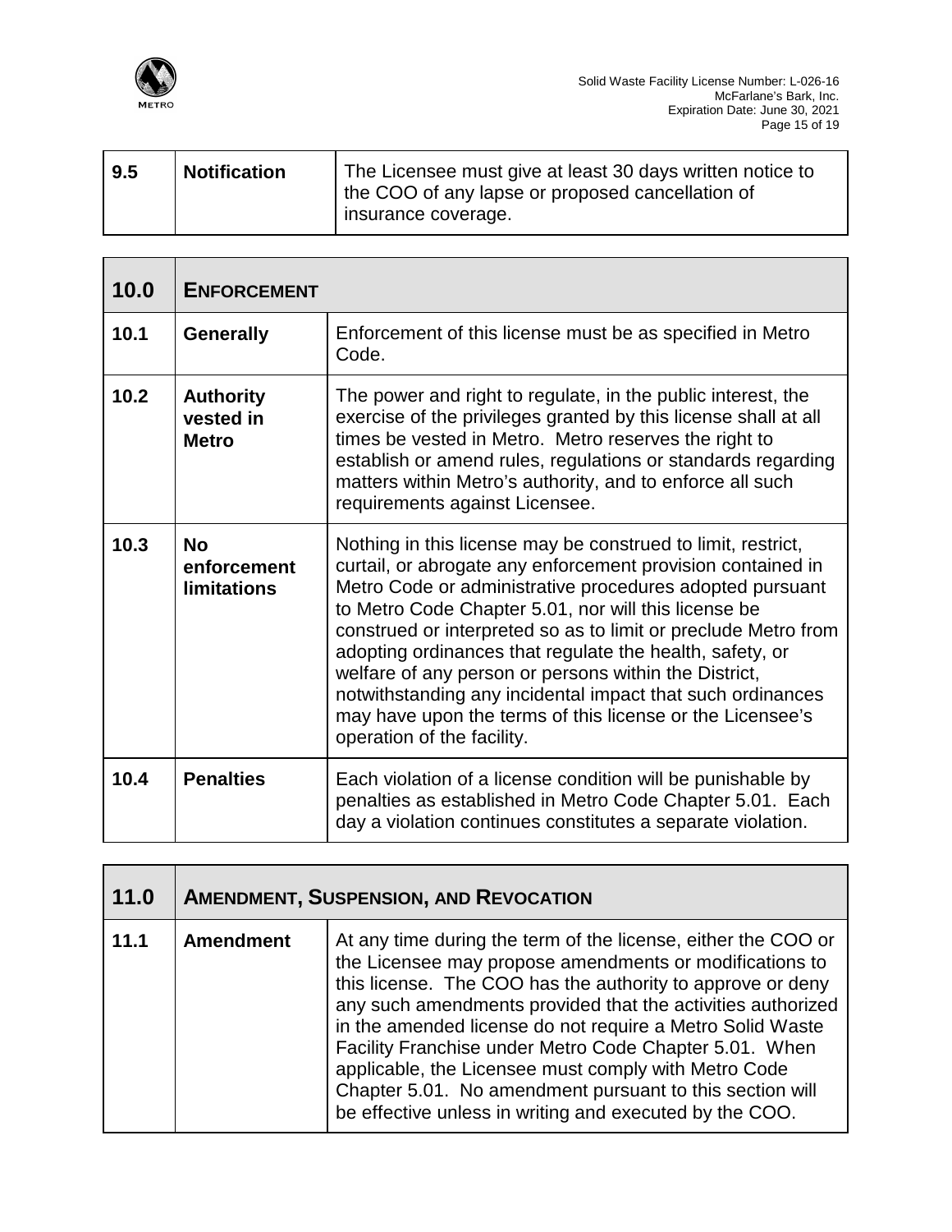| 9.5 | **Notification** | The Licensee must give at least 30 days written notice to the COO of any lapse or proposed cancellation of insurance coverage. |
|---|---|---|

| **10.0** | **ENFORCEMENT** | |
|---|---|---|
| **10.1** | **Generally** | Enforcement of this license must be as specified in Metro Code. |
| **10.2** | **Authority vested in Metro** | The power and right to regulate, in the public interest, the exercise of the privileges granted by this license shall at all times be vested in Metro. Metro reserves the right to establish or amend rules, regulations or standards regarding matters within Metro's authority, and to enforce all such requirements against Licensee. |
| **10.3** | **No enforcement limitations** | Nothing in this license may be construed to limit, restrict, curtail, or abrogate any enforcement provision contained in Metro Code or administrative procedures adopted pursuant to Metro Code Chapter 5.01, nor will this license be construed or interpreted so as to limit or preclude Metro from adopting ordinances that regulate the health, safety, or welfare of any person or persons within the District, notwithstanding any incidental impact that such ordinances may have upon the terms of this license or the Licensee's operation of the facility. |
| **10.4** | **Penalties** | Each violation of a license condition will be punishable by penalties as established in Metro Code Chapter 5.01. Each day a violation continues constitutes a separate violation. |

| **11.0** | **AMENDMENT, SUSPENSION, AND REVOCATION** | |
|---|---|---|
| **11.1** | **Amendment** | At any time during the term of the license, either the COO or the Licensee may propose amendments or modifications to this license. The COO has the authority to approve or deny any such amendments provided that the activities authorized in the amended license do not require a Metro Solid Waste Facility Franchise under Metro Code Chapter 5.01. When applicable, the Licensee must comply with Metro Code Chapter 5.01. No amendment pursuant to this section will be effective unless in writing and executed by the COO. |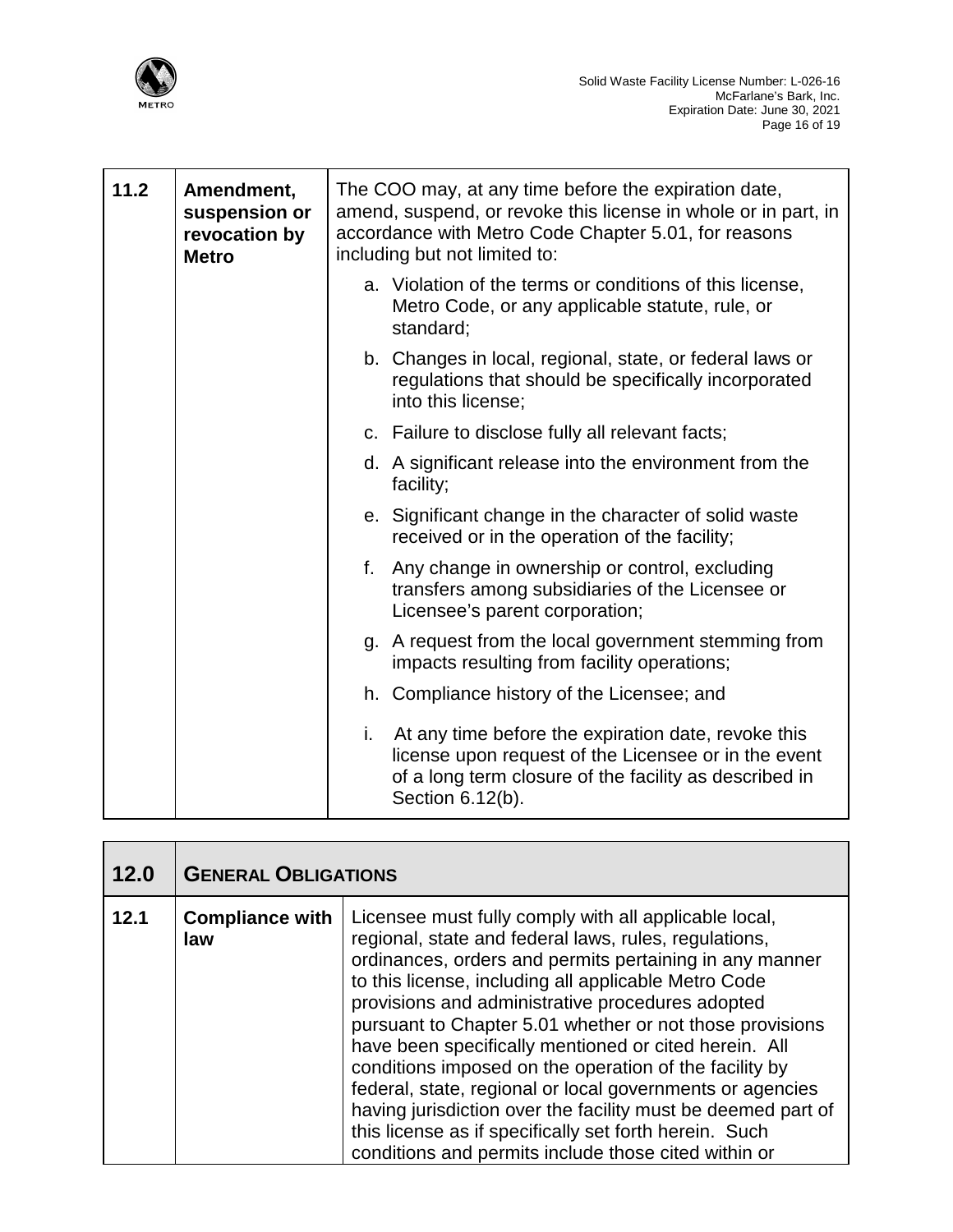| 11.2 | **Amendment, suspension or revocation by Metro** | The COO may, at any time before the expiration date, amend, suspend, or revoke this license in whole or in part, in accordance with Metro Code Chapter 5.01, for reasons including but not limited to:<br><br>a. Violation of the terms or conditions of this license, Metro Code, or any applicable statute, rule, or standard;<br><br>b. Changes in local, regional, state, or federal laws or regulations that should be specifically incorporated into this license;<br><br>c. Failure to disclose fully all relevant facts;<br><br>d. A significant release into the environment from the facility;<br><br>e. Significant change in the character of solid waste received or in the operation of the facility;<br><br>f. Any change in ownership or control, excluding transfers among subsidiaries of the Licensee or Licensee's parent corporation;<br><br>g. A request from the local government stemming from impacts resulting from facility operations;<br><br>h. Compliance history of the Licensee; and<br><br>i. At any time before the expiration date, revoke this license upon request of the Licensee or in the event of a long term closure of the facility as described in Section 6.12(b). |
|---|---|---|

| **12.0** | **GENERAL OBLIGATIONS** | |
|---|---|---|
| 12.1 | **Compliance with law** | Licensee must fully comply with all applicable local, regional, state and federal laws, rules, regulations, ordinances, orders and permits pertaining in any manner to this license, including all applicable Metro Code provisions and administrative procedures adopted pursuant to Chapter 5.01 whether or not those provisions have been specifically mentioned or cited herein. All conditions imposed on the operation of the facility by federal, state, regional or local governments or agencies having jurisdiction over the facility must be deemed part of this license as if specifically set forth herein. Such conditions and permits include those cited within or |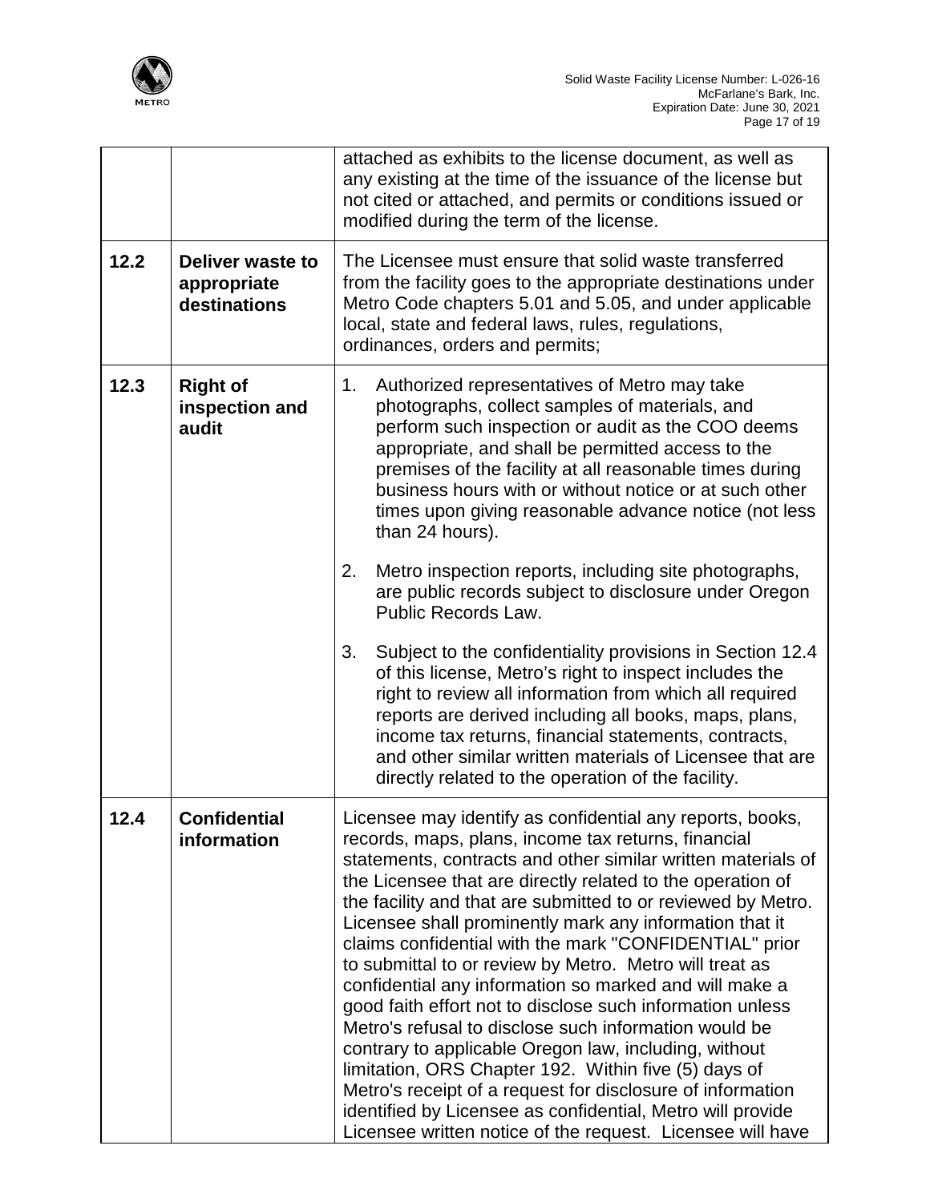| | | |
|---|---|---|
| | | attached as exhibits to the license document, as well as any existing at the time of the issuance of the license but not cited or attached, and permits or conditions issued or modified during the term of the license. |
| **12.2** | **Deliver waste to appropriate destinations** | The Licensee must ensure that solid waste transferred from the facility goes to the appropriate destinations under Metro Code chapters 5.01 and 5.05, and under applicable local, state and federal laws, rules, regulations, ordinances, orders and permits; |
| **12.3** | **Right of inspection and audit** | 1. Authorized representatives of Metro may take photographs, collect samples of materials, and perform such inspection or audit as the COO deems appropriate, and shall be permitted access to the premises of the facility at all reasonable times during business hours with or without notice or at such other times upon giving reasonable advance notice (not less than 24 hours).<br><br>2. Metro inspection reports, including site photographs, are public records subject to disclosure under Oregon Public Records Law.<br><br>3. Subject to the confidentiality provisions in Section 12.4 of this license, Metro's right to inspect includes the right to review all information from which all required reports are derived including all books, maps, plans, income tax returns, financial statements, contracts, and other similar written materials of Licensee that are directly related to the operation of the facility. |
| **12.4** | **Confidential information** | Licensee may identify as confidential any reports, books, records, maps, plans, income tax returns, financial statements, contracts and other similar written materials of the Licensee that are directly related to the operation of the facility and that are submitted to or reviewed by Metro. Licensee shall prominently mark any information that it claims confidential with the mark "CONFIDENTIAL" prior to submittal to or review by Metro. Metro will treat as confidential any information so marked and will make a good faith effort not to disclose such information unless Metro's refusal to disclose such information would be contrary to applicable Oregon law, including, without limitation, ORS Chapter 192. Within five (5) days of Metro's receipt of a request for disclosure of information identified by Licensee as confidential, Metro will provide Licensee written notice of the request. Licensee will have |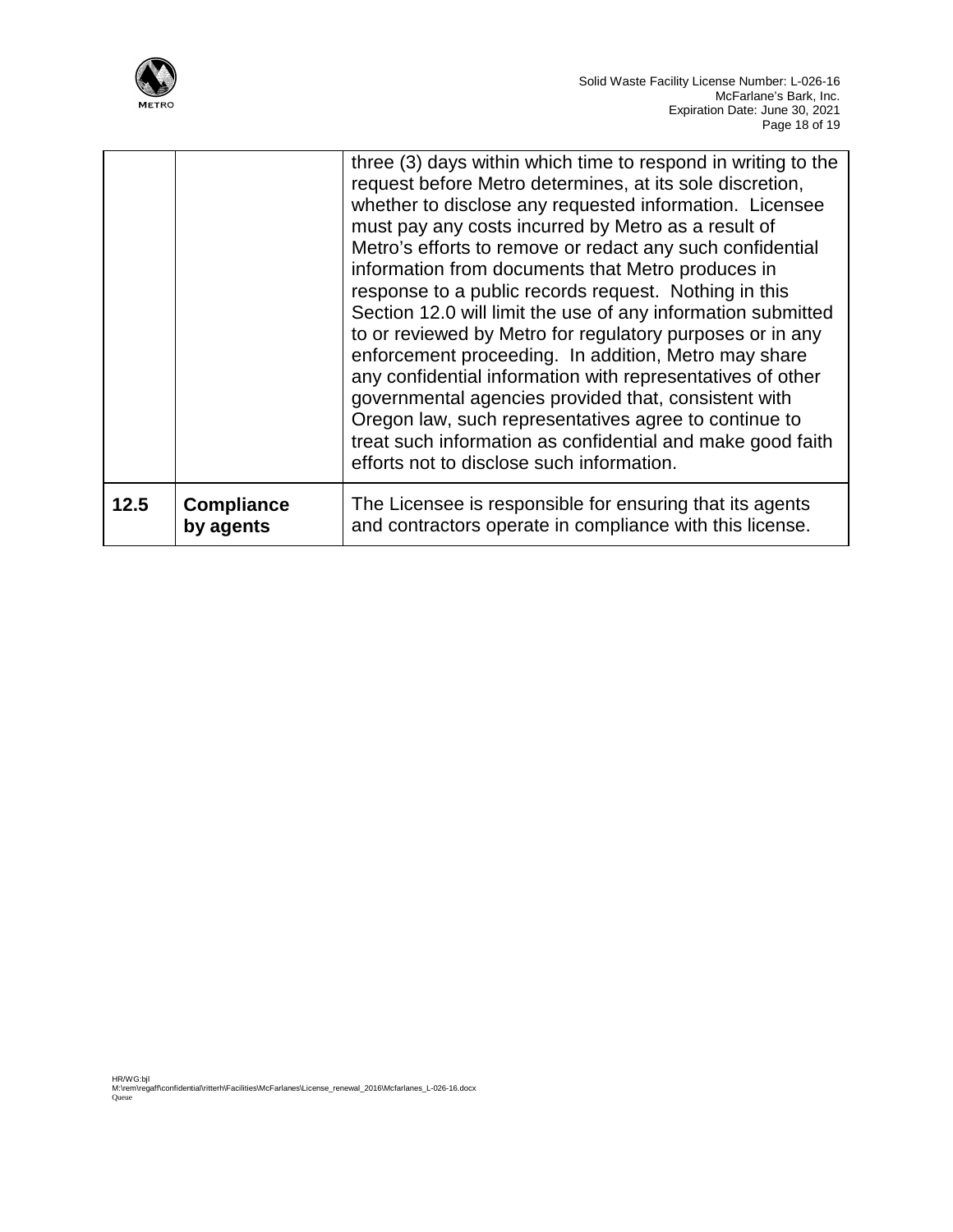| | | |
|---|---|---|
| | | three (3) days within which time to respond in writing to the request before Metro determines, at its sole discretion, whether to disclose any requested information. Licensee must pay any costs incurred by Metro as a result of Metro's efforts to remove or redact any such confidential information from documents that Metro produces in response to a public records request. Nothing in this Section 12.0 will limit the use of any information submitted to or reviewed by Metro for regulatory purposes or in any enforcement proceeding. In addition, Metro may share any confidential information with representatives of other governmental agencies provided that, consistent with Oregon law, such representatives agree to continue to treat such information as confidential and make good faith efforts not to disclose such information. |
| **12.5** | **Compliance by agents** | The Licensee is responsible for ensuring that its agents and contractors operate in compliance with this license. |

HR/WG:bjl
M:\rem\regaff\confidential\ritterh\Facilities\McFarlanes\License_renewal_2016\Mcfarlanes_L-026-16.docx
Queue